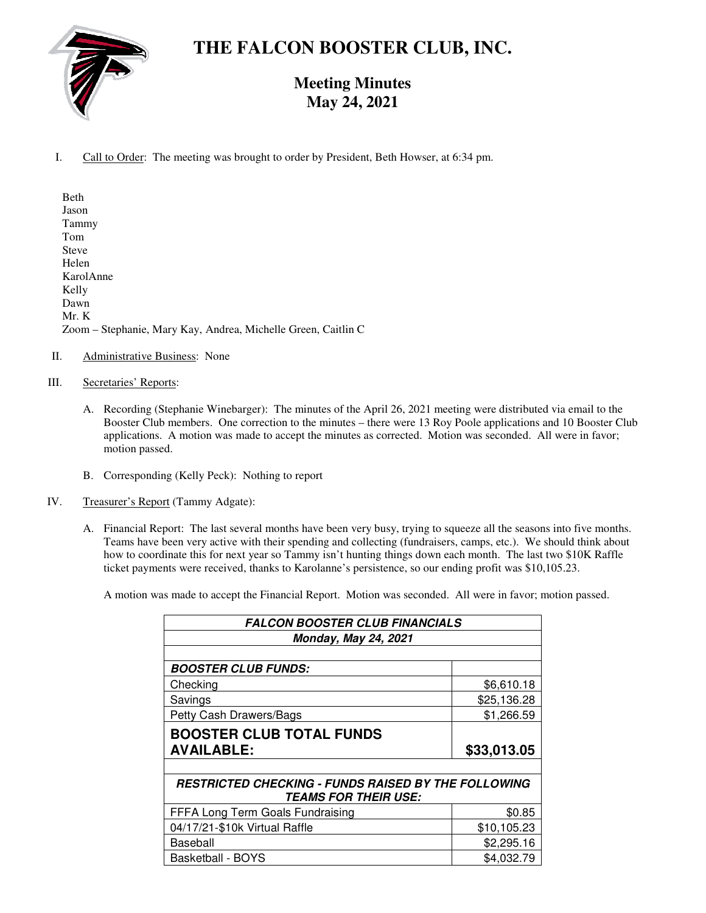# THE FALCON BOOSTER CLUB, INC.

## Meeting Minutes
## May 24, 2021

I. Call to Order: The meeting was brought to order by President, Beth Howser, at 6:34 pm.

Beth
Jason
Tammy
Tom
Steve
Helen
KarolAnne
Kelly
Dawn
Mr. K
Zoom – Stephanie, Mary Kay, Andrea, Michelle Green, Caitlin C

II. Administrative Business: None

III. Secretaries' Reports:

A. Recording (Stephanie Winebarger): The minutes of the April 26, 2021 meeting were distributed via email to the Booster Club members. One correction to the minutes – there were 13 Roy Poole applications and 10 Booster Club applications. A motion was made to accept the minutes as corrected. Motion was seconded. All were in favor; motion passed.

B. Corresponding (Kelly Peck): Nothing to report

IV. Treasurer's Report (Tammy Adgate):

A. Financial Report: The last several months have been very busy, trying to squeeze all the seasons into five months. Teams have been very active with their spending and collecting (fundraisers, camps, etc.). We should think about how to coordinate this for next year so Tammy isn't hunting things down each month. The last two $10K Raffle ticket payments were received, thanks to Karolanne's persistence, so our ending profit was $10,105.23.

A motion was made to accept the Financial Report. Motion was seconded. All were in favor; motion passed.

| ***FALCON BOOSTER CLUB FINANCIALS*** | |
|---|---|
| ***Monday, May 24, 2021*** | |
| | |
| ***BOOSTER CLUB FUNDS:*** | |
| Checking | $6,610.18 |
| Savings | $25,136.28 |
| Petty Cash Drawers/Bags | $1,266.59 |
| **BOOSTER CLUB TOTAL FUNDS AVAILABLE:** | **$33,013.05** |
| | |
| ***RESTRICTED CHECKING - FUNDS RAISED BY THE FOLLOWING TEAMS FOR THEIR USE:*** | |
| FFFA Long Term Goals Fundraising | $0.85 |
| 04/17/21-$10k Virtual Raffle | $10,105.23 |
| Baseball | $2,295.16 |
| Basketball - BOYS | $4,032.79 |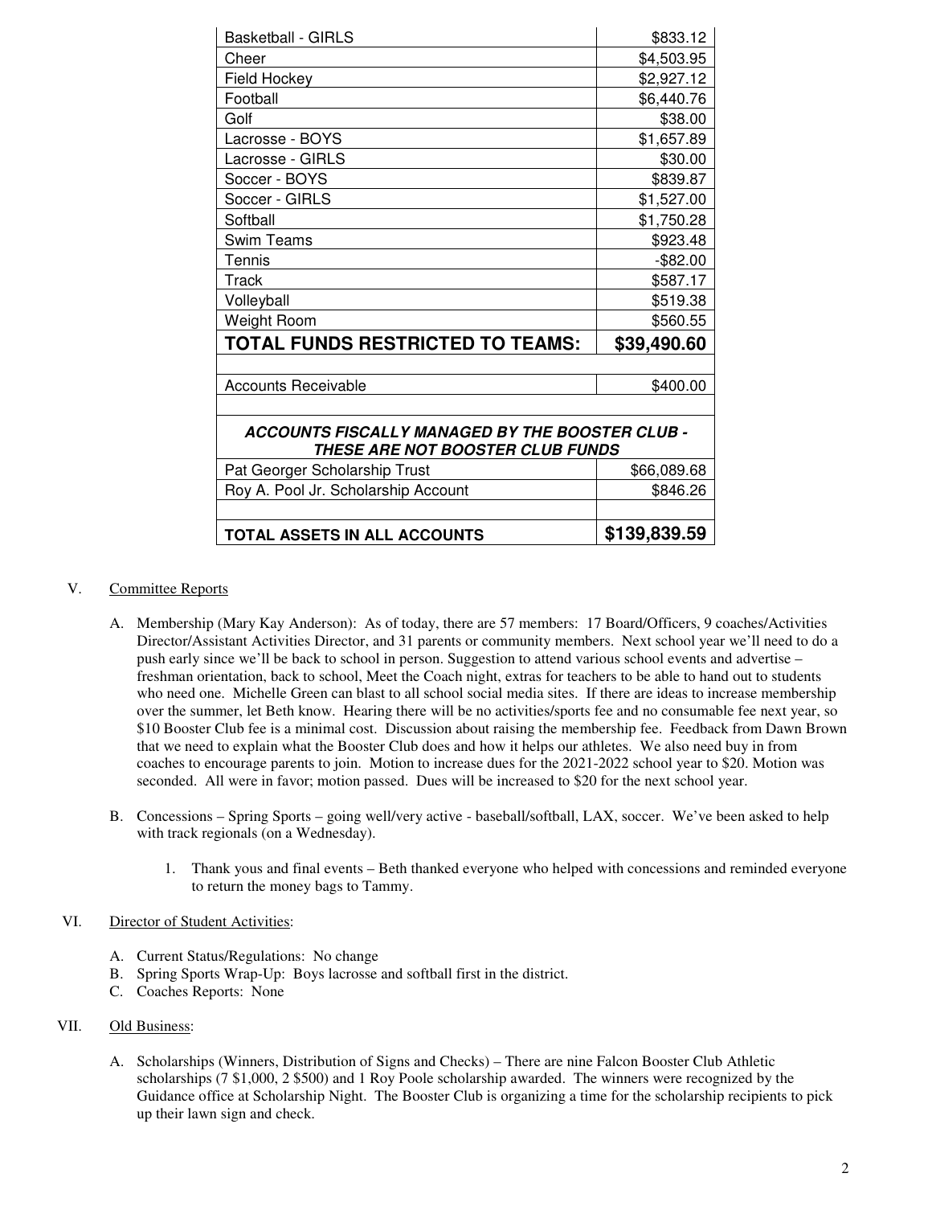| | |
|---|---|
| Basketball - GIRLS | $833.12 |
| Cheer | $4,503.95 |
| Field Hockey | $2,927.12 |
| Football | $6,440.76 |
| Golf | $38.00 |
| Lacrosse - BOYS | $1,657.89 |
| Lacrosse - GIRLS | $30.00 |
| Soccer - BOYS | $839.87 |
| Soccer - GIRLS | $1,527.00 |
| Softball | $1,750.28 |
| Swim Teams | $923.48 |
| Tennis | -$82.00 |
| Track | $587.17 |
| Volleyball | $519.38 |
| Weight Room | $560.55 |
| **TOTAL FUNDS RESTRICTED TO TEAMS:** | **$39,490.60** |
| | |
| Accounts Receivable | $400.00 |
| | |
| ***ACCOUNTS FISCALLY MANAGED BY THE BOOSTER CLUB - THESE ARE NOT BOOSTER CLUB FUNDS*** | |
| Pat Georger Scholarship Trust | $66,089.68 |
| Roy A. Pool Jr. Scholarship Account | $846.26 |
| | |
| **TOTAL ASSETS IN ALL ACCOUNTS** | **$139,839.59** |

V. Committee Reports

A. Membership (Mary Kay Anderson): As of today, there are 57 members: 17 Board/Officers, 9 coaches/Activities Director/Assistant Activities Director, and 31 parents or community members. Next school year we'll need to do a push early since we'll be back to school in person. Suggestion to attend various school events and advertise – freshman orientation, back to school, Meet the Coach night, extras for teachers to be able to hand out to students who need one. Michelle Green can blast to all school social media sites. If there are ideas to increase membership over the summer, let Beth know. Hearing there will be no activities/sports fee and no consumable fee next year, so $10 Booster Club fee is a minimal cost. Discussion about raising the membership fee. Feedback from Dawn Brown that we need to explain what the Booster Club does and how it helps our athletes. We also need buy in from coaches to encourage parents to join. Motion to increase dues for the 2021-2022 school year to $20. Motion was seconded. All were in favor; motion passed. Dues will be increased to $20 for the next school year.

B. Concessions – Spring Sports – going well/very active - baseball/softball, LAX, soccer. We've been asked to help with track regionals (on a Wednesday).

1. Thank yous and final events – Beth thanked everyone who helped with concessions and reminded everyone to return the money bags to Tammy.

VI. Director of Student Activities:

A. Current Status/Regulations: No change
B. Spring Sports Wrap-Up: Boys lacrosse and softball first in the district.
C. Coaches Reports: None

VII. Old Business:

A. Scholarships (Winners, Distribution of Signs and Checks) – There are nine Falcon Booster Club Athletic scholarships (7 $1,000, 2 $500) and 1 Roy Poole scholarship awarded. The winners were recognized by the Guidance office at Scholarship Night. The Booster Club is organizing a time for the scholarship recipients to pick up their lawn sign and check.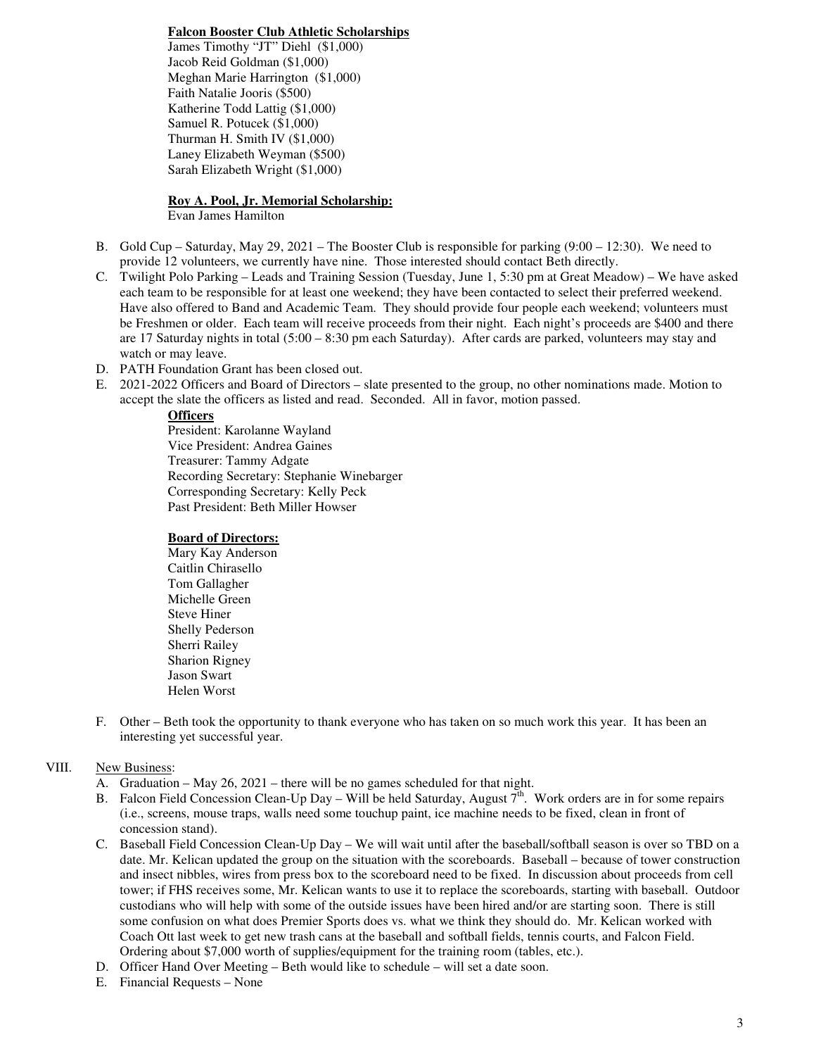**Falcon Booster Club Athletic Scholarships**
James Timothy "JT" Diehl ($1,000)
Jacob Reid Goldman ($1,000)
Meghan Marie Harrington ($1,000)
Faith Natalie Jooris ($500)
Katherine Todd Lattig ($1,000)
Samuel R. Potucek ($1,000)
Thurman H. Smith IV ($1,000)
Laney Elizabeth Weyman ($500)
Sarah Elizabeth Wright ($1,000)

**Roy A. Pool, Jr. Memorial Scholarship:**
Evan James Hamilton

B. Gold Cup – Saturday, May 29, 2021 – The Booster Club is responsible for parking (9:00 – 12:30). We need to provide 12 volunteers, we currently have nine. Those interested should contact Beth directly.

C. Twilight Polo Parking – Leads and Training Session (Tuesday, June 1, 5:30 pm at Great Meadow) – We have asked each team to be responsible for at least one weekend; they have been contacted to select their preferred weekend. Have also offered to Band and Academic Team. They should provide four people each weekend; volunteers must be Freshmen or older. Each team will receive proceeds from their night. Each night's proceeds are $400 and there are 17 Saturday nights in total (5:00 – 8:30 pm each Saturday). After cards are parked, volunteers may stay and watch or may leave.

D. PATH Foundation Grant has been closed out.

E. 2021-2022 Officers and Board of Directors – slate presented to the group, no other nominations made. Motion to accept the slate the officers as listed and read. Seconded. All in favor, motion passed.

**Officers**
President: Karolanne Wayland
Vice President: Andrea Gaines
Treasurer: Tammy Adgate
Recording Secretary: Stephanie Winebarger
Corresponding Secretary: Kelly Peck
Past President: Beth Miller Howser

**Board of Directors:**
Mary Kay Anderson
Caitlin Chirasello
Tom Gallagher
Michelle Green
Steve Hiner
Shelly Pederson
Sherri Railey
Sharion Rigney
Jason Swart
Helen Worst

F. Other – Beth took the opportunity to thank everyone who has taken on so much work this year. It has been an interesting yet successful year.

VIII. New Business:

A. Graduation – May 26, 2021 – there will be no games scheduled for that night.

B. Falcon Field Concession Clean-Up Day – Will be held Saturday, August 7th. Work orders are in for some repairs (i.e., screens, mouse traps, walls need some touchup paint, ice machine needs to be fixed, clean in front of concession stand).

C. Baseball Field Concession Clean-Up Day – We will wait until after the baseball/softball season is over so TBD on a date. Mr. Kelican updated the group on the situation with the scoreboards. Baseball – because of tower construction and insect nibbles, wires from press box to the scoreboard need to be fixed. In discussion about proceeds from cell tower; if FHS receives some, Mr. Kelican wants to use it to replace the scoreboards, starting with baseball. Outdoor custodians who will help with some of the outside issues have been hired and/or are starting soon. There is still some confusion on what does Premier Sports does vs. what we think they should do. Mr. Kelican worked with Coach Ott last week to get new trash cans at the baseball and softball fields, tennis courts, and Falcon Field. Ordering about $7,000 worth of supplies/equipment for the training room (tables, etc.).

D. Officer Hand Over Meeting – Beth would like to schedule – will set a date soon.

E. Financial Requests – None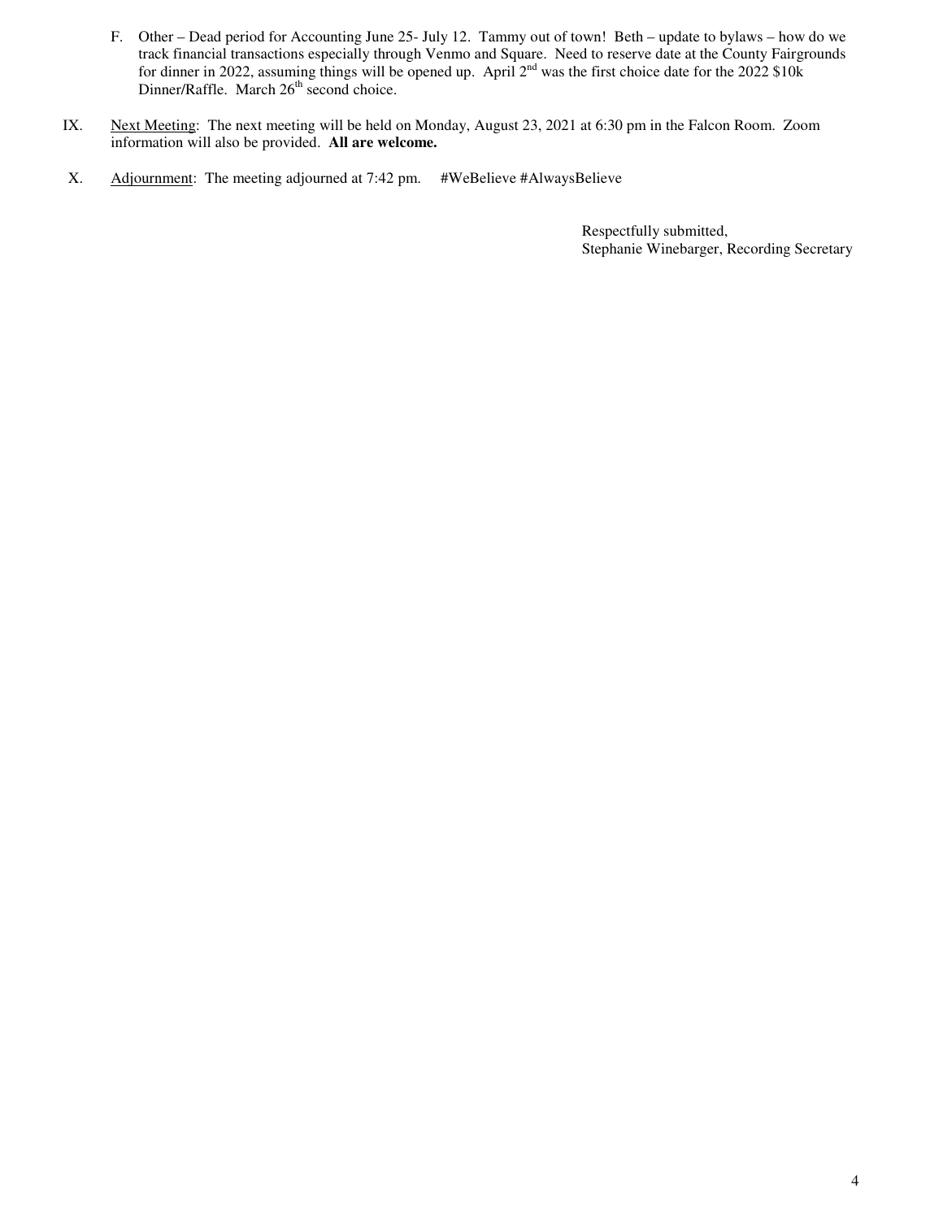F. Other – Dead period for Accounting June 25- July 12. Tammy out of town! Beth – update to bylaws – how do we track financial transactions especially through Venmo and Square. Need to reserve date at the County Fairgrounds for dinner in 2022, assuming things will be opened up. April 2nd was the first choice date for the 2022 $10k Dinner/Raffle. March 26th second choice.

IX. <u>Next Meeting</u>: The next meeting will be held on Monday, August 23, 2021 at 6:30 pm in the Falcon Room. Zoom information will also be provided. **All are welcome.**

X. <u>Adjournment</u>: The meeting adjourned at 7:42 pm. #WeBelieve #AlwaysBelieve

Respectfully submitted,
Stephanie Winebarger, Recording Secretary